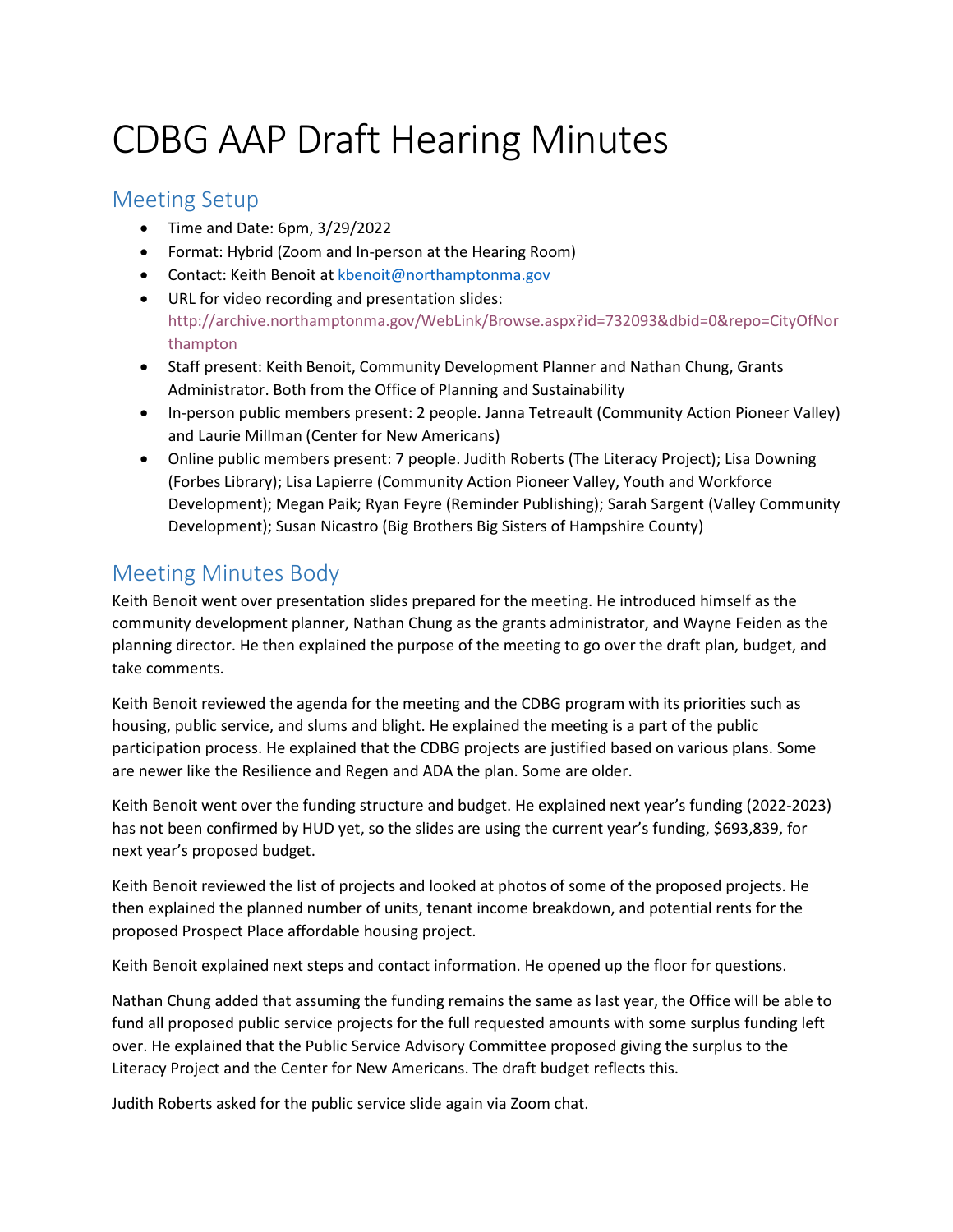# CDBG AAP Draft Hearing Minutes

## Meeting Setup

- Time and Date: 6pm, 3/29/2022
- Format: Hybrid (Zoom and In-person at the Hearing Room)
- Contact: Keith Benoit at kbenoit@northamptonma.gov
- URL for video recording and presentation slides: http://archive.northamptonma.gov/WebLink/Browse.aspx?id=732093&dbid=0&repo=CityOfNorthampton
- Staff present: Keith Benoit, Community Development Planner and Nathan Chung, Grants Administrator. Both from the Office of Planning and Sustainability
- In-person public members present: 2 people. Janna Tetreault (Community Action Pioneer Valley) and Laurie Millman (Center for New Americans)
- Online public members present: 7 people. Judith Roberts (The Literacy Project); Lisa Downing (Forbes Library); Lisa Lapierre (Community Action Pioneer Valley, Youth and Workforce Development); Megan Paik; Ryan Feyre (Reminder Publishing); Sarah Sargent (Valley Community Development); Susan Nicastro (Big Brothers Big Sisters of Hampshire County)

## Meeting Minutes Body

Keith Benoit went over presentation slides prepared for the meeting. He introduced himself as the community development planner, Nathan Chung as the grants administrator, and Wayne Feiden as the planning director. He then explained the purpose of the meeting to go over the draft plan, budget, and take comments.

Keith Benoit reviewed the agenda for the meeting and the CDBG program with its priorities such as housing, public service, and slums and blight. He explained the meeting is a part of the public participation process. He explained that the CDBG projects are justified based on various plans. Some are newer like the Resilience and Regen and ADA the plan. Some are older.

Keith Benoit went over the funding structure and budget. He explained next year's funding (2022-2023) has not been confirmed by HUD yet, so the slides are using the current year's funding, $693,839, for next year's proposed budget.

Keith Benoit reviewed the list of projects and looked at photos of some of the proposed projects. He then explained the planned number of units, tenant income breakdown, and potential rents for the proposed Prospect Place affordable housing project.

Keith Benoit explained next steps and contact information. He opened up the floor for questions.

Nathan Chung added that assuming the funding remains the same as last year, the Office will be able to fund all proposed public service projects for the full requested amounts with some surplus funding left over. He explained that the Public Service Advisory Committee proposed giving the surplus to the Literacy Project and the Center for New Americans. The draft budget reflects this.

Judith Roberts asked for the public service slide again via Zoom chat.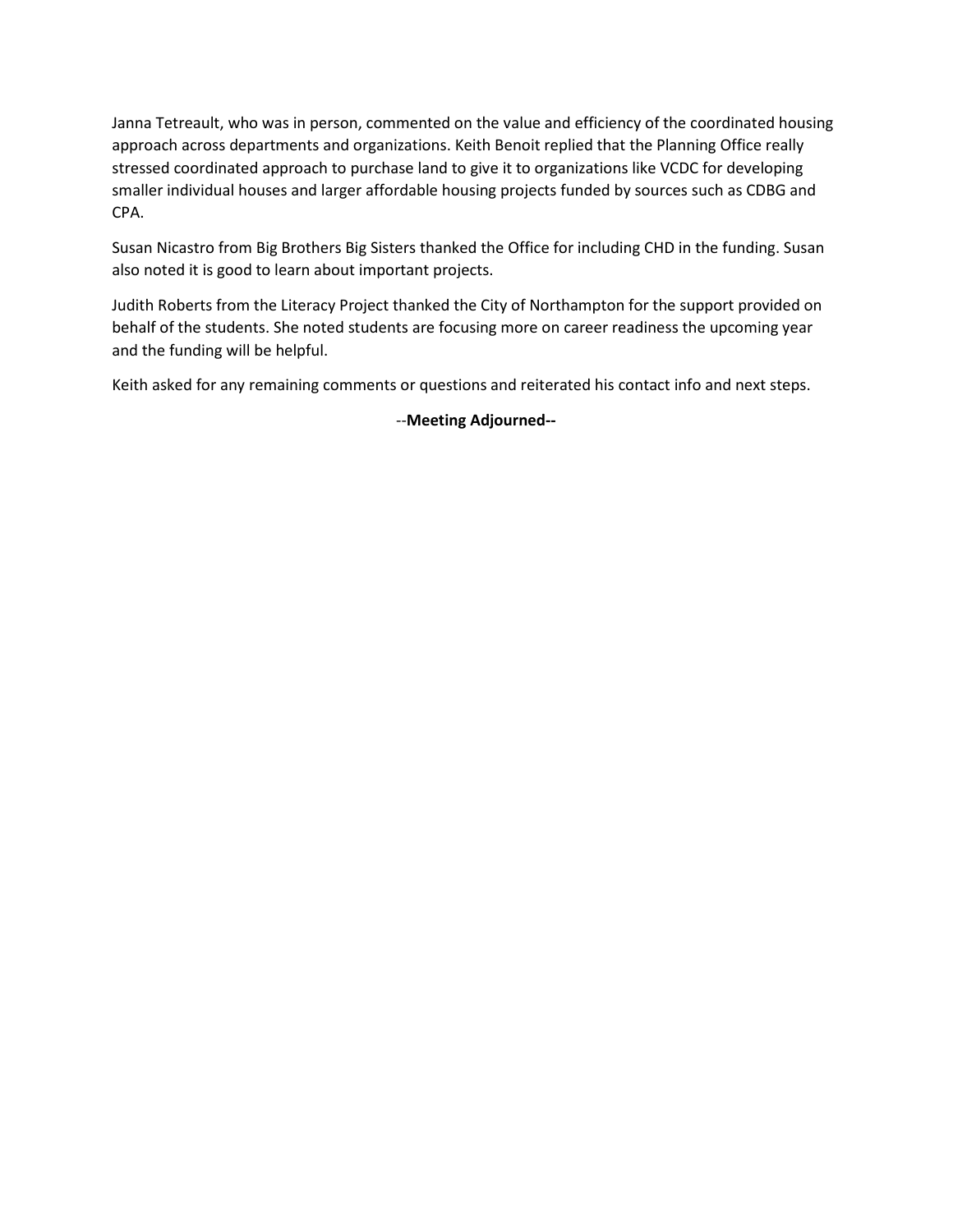Janna Tetreault, who was in person, commented on the value and efficiency of the coordinated housing approach across departments and organizations. Keith Benoit replied that the Planning Office really stressed coordinated approach to purchase land to give it to organizations like VCDC for developing smaller individual houses and larger affordable housing projects funded by sources such as CDBG and CPA.

Susan Nicastro from Big Brothers Big Sisters thanked the Office for including CHD in the funding. Susan also noted it is good to learn about important projects.

Judith Roberts from the Literacy Project thanked the City of Northampton for the support provided on behalf of the students. She noted students are focusing more on career readiness the upcoming year and the funding will be helpful.

Keith asked for any remaining comments or questions and reiterated his contact info and next steps.

--**Meeting Adjourned--**